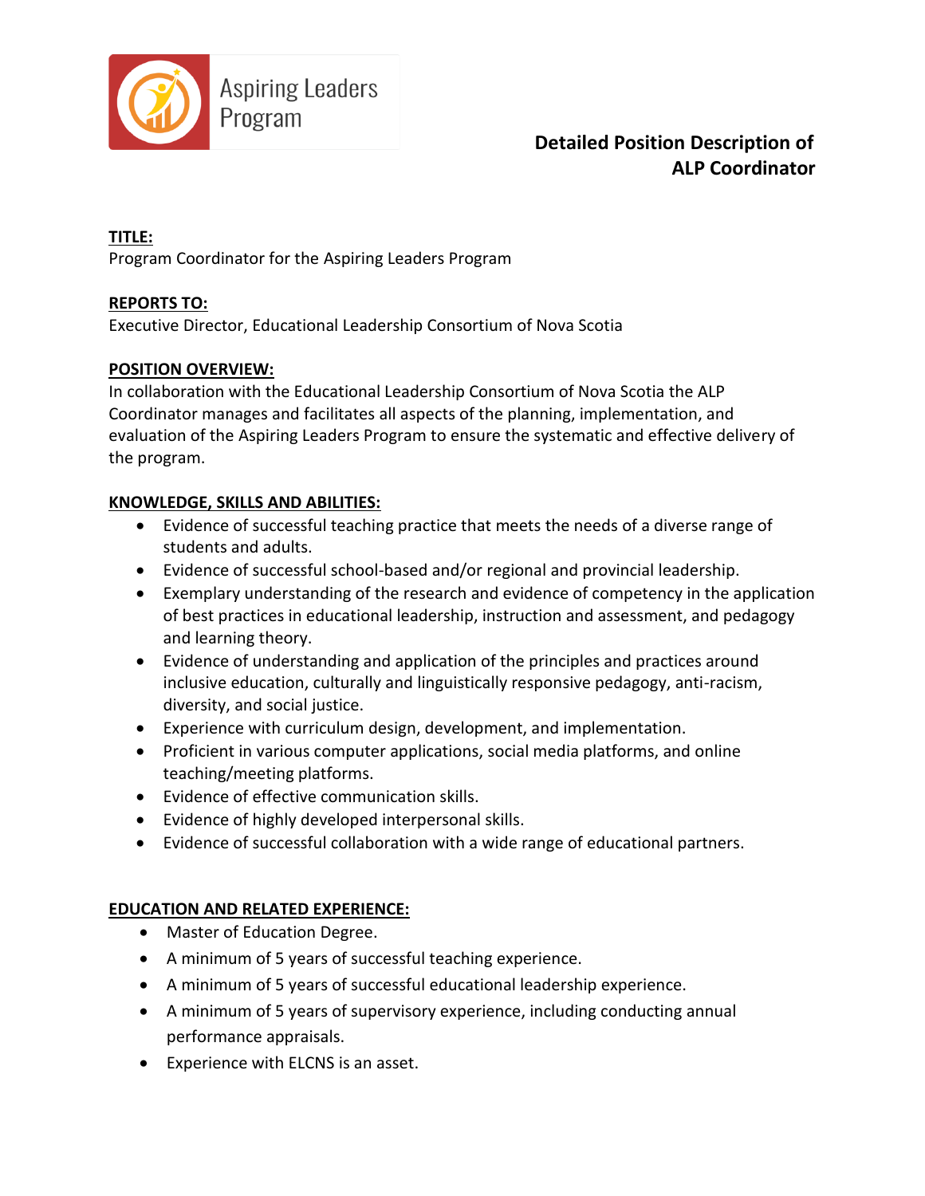Aspiring Leaders Program

# Detailed Position Description of ALP Coordinator

**TITLE:**
Program Coordinator for the Aspiring Leaders Program

**REPORTS TO:**
Executive Director, Educational Leadership Consortium of Nova Scotia

**POSITION OVERVIEW:**
In collaboration with the Educational Leadership Consortium of Nova Scotia the ALP Coordinator manages and facilitates all aspects of the planning, implementation, and evaluation of the Aspiring Leaders Program to ensure the systematic and effective delivery of the program.

**KNOWLEDGE, SKILLS AND ABILITIES:**

- Evidence of successful teaching practice that meets the needs of a diverse range of students and adults.
- Evidence of successful school-based and/or regional and provincial leadership.
- Exemplary understanding of the research and evidence of competency in the application of best practices in educational leadership, instruction and assessment, and pedagogy and learning theory.
- Evidence of understanding and application of the principles and practices around inclusive education, culturally and linguistically responsive pedagogy, anti-racism, diversity, and social justice.
- Experience with curriculum design, development, and implementation.
- Proficient in various computer applications, social media platforms, and online teaching/meeting platforms.
- Evidence of effective communication skills.
- Evidence of highly developed interpersonal skills.
- Evidence of successful collaboration with a wide range of educational partners.

**EDUCATION AND RELATED EXPERIENCE:**

- Master of Education Degree.
- A minimum of 5 years of successful teaching experience.
- A minimum of 5 years of successful educational leadership experience.
- A minimum of 5 years of supervisory experience, including conducting annual performance appraisals.
- Experience with ELCNS is an asset.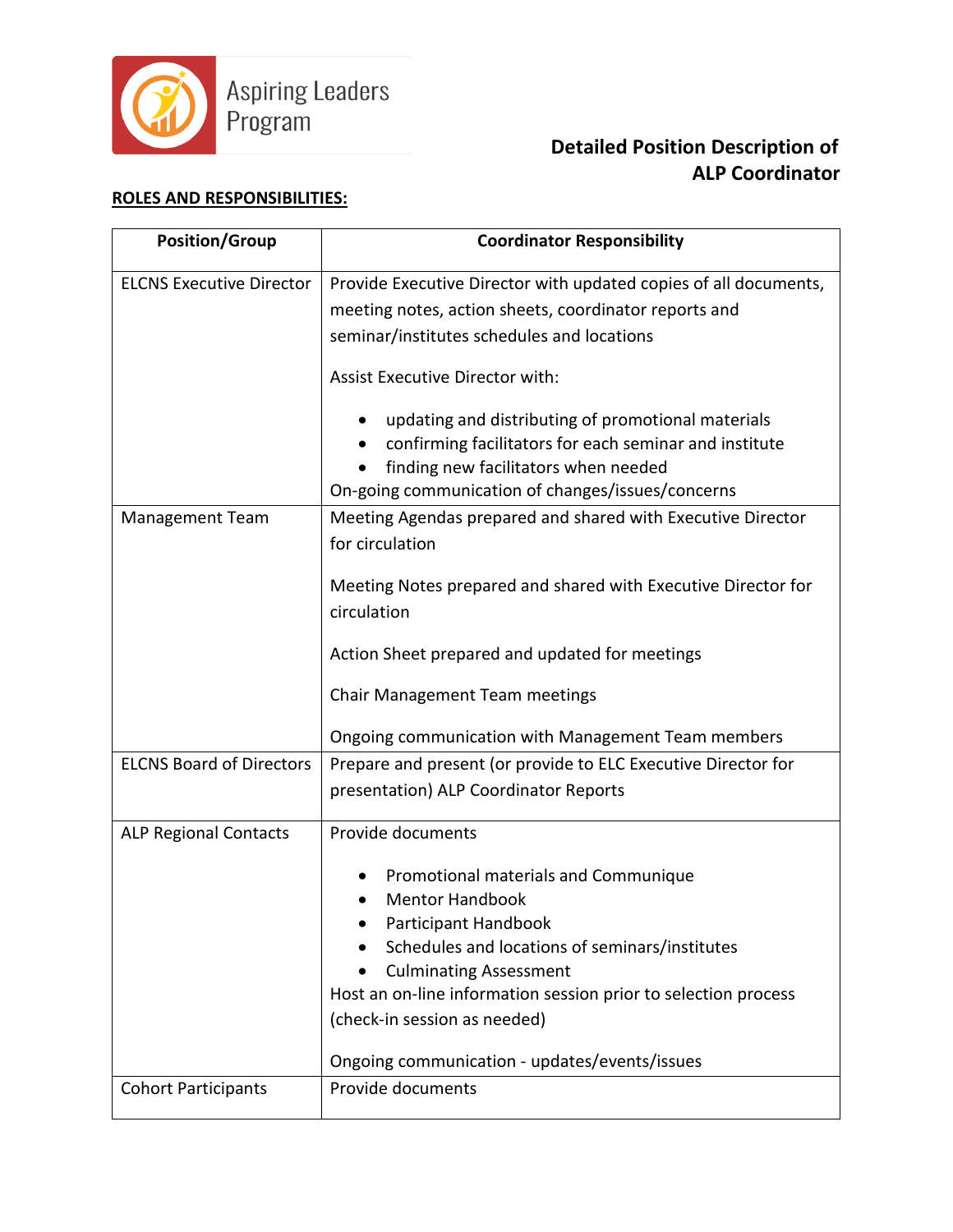Aspiring Leaders Program

**Detailed Position Description of ALP Coordinator**

**ROLES AND RESPONSIBILITIES:**

| Position/Group | Coordinator Responsibility |
|---|---|
| ELCNS Executive Director | Provide Executive Director with updated copies of all documents, meeting notes, action sheets, coordinator reports and seminar/institutes schedules and locations<br><br>Assist Executive Director with:<br>• updating and distributing of promotional materials<br>• confirming facilitators for each seminar and institute<br>• finding new facilitators when needed<br>On-going communication of changes/issues/concerns |
| Management Team | Meeting Agendas prepared and shared with Executive Director for circulation<br><br>Meeting Notes prepared and shared with Executive Director for circulation<br><br>Action Sheet prepared and updated for meetings<br><br>Chair Management Team meetings<br><br>Ongoing communication with Management Team members |
| ELCNS Board of Directors | Prepare and present (or provide to ELC Executive Director for presentation) ALP Coordinator Reports |
| ALP Regional Contacts | Provide documents<br>• Promotional materials and Communique<br>• Mentor Handbook<br>• Participant Handbook<br>• Schedules and locations of seminars/institutes<br>• Culminating Assessment<br>Host an on-line information session prior to selection process (check-in session as needed)<br><br>Ongoing communication - updates/events/issues |
| Cohort Participants | Provide documents |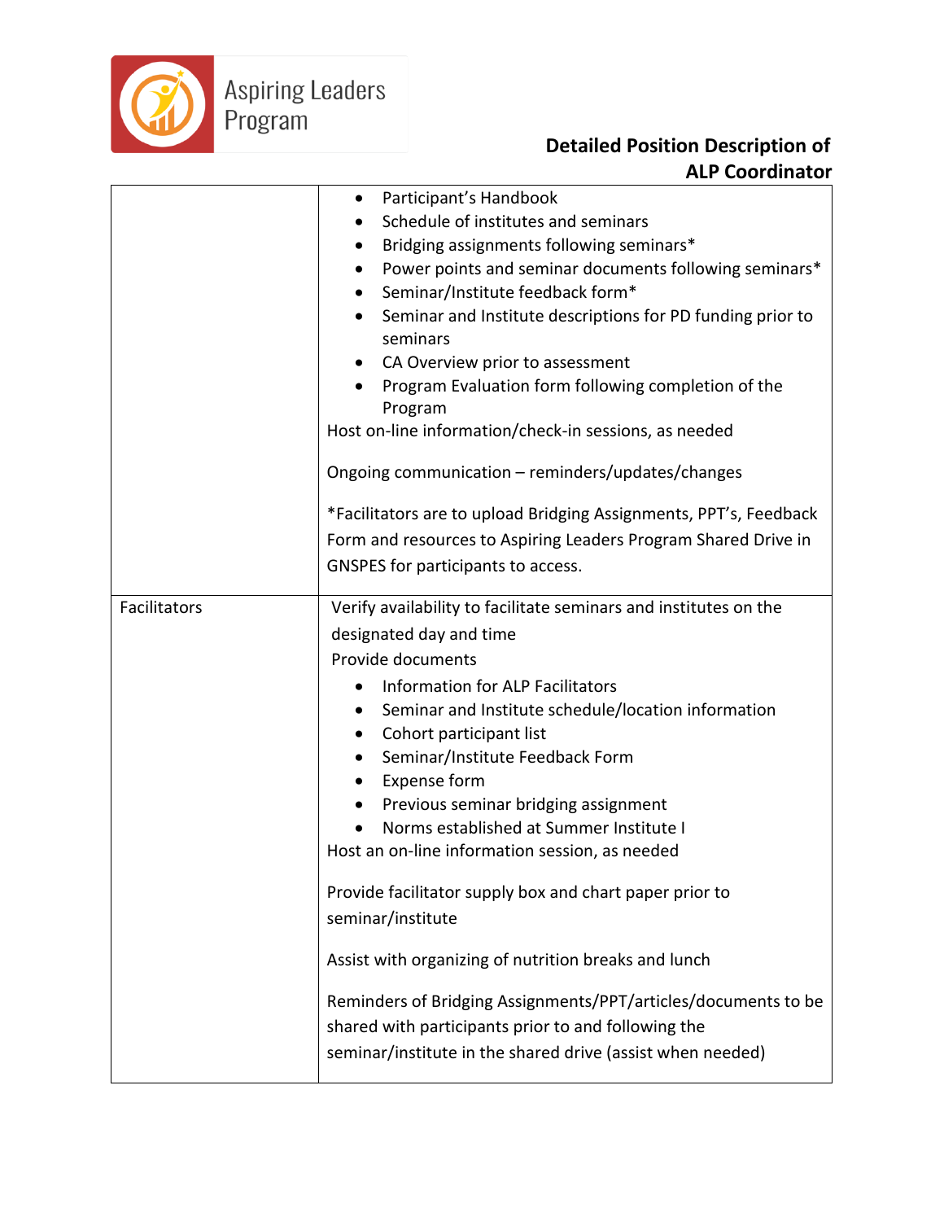| | |
|---|---|
| | • Participant's Handbook<br>• Schedule of institutes and seminars<br>• Bridging assignments following seminars*<br>• Power points and seminar documents following seminars*<br>• Seminar/Institute feedback form*<br>• Seminar and Institute descriptions for PD funding prior to seminars<br>• CA Overview prior to assessment<br>• Program Evaluation form following completion of the Program<br>Host on-line information/check-in sessions, as needed<br><br>Ongoing communication – reminders/updates/changes<br><br>*Facilitators are to upload Bridging Assignments, PPT's, Feedback Form and resources to Aspiring Leaders Program Shared Drive in GNSPES for participants to access. |
| Facilitators | Verify availability to facilitate seminars and institutes on the designated day and time<br>Provide documents<br>• Information for ALP Facilitators<br>• Seminar and Institute schedule/location information<br>• Cohort participant list<br>• Seminar/Institute Feedback Form<br>• Expense form<br>• Previous seminar bridging assignment<br>• Norms established at Summer Institute I<br>Host an on-line information session, as needed<br><br>Provide facilitator supply box and chart paper prior to seminar/institute<br><br>Assist with organizing of nutrition breaks and lunch<br><br>Reminders of Bridging Assignments/PPT/articles/documents to be shared with participants prior to and following the seminar/institute in the shared drive (assist when needed) |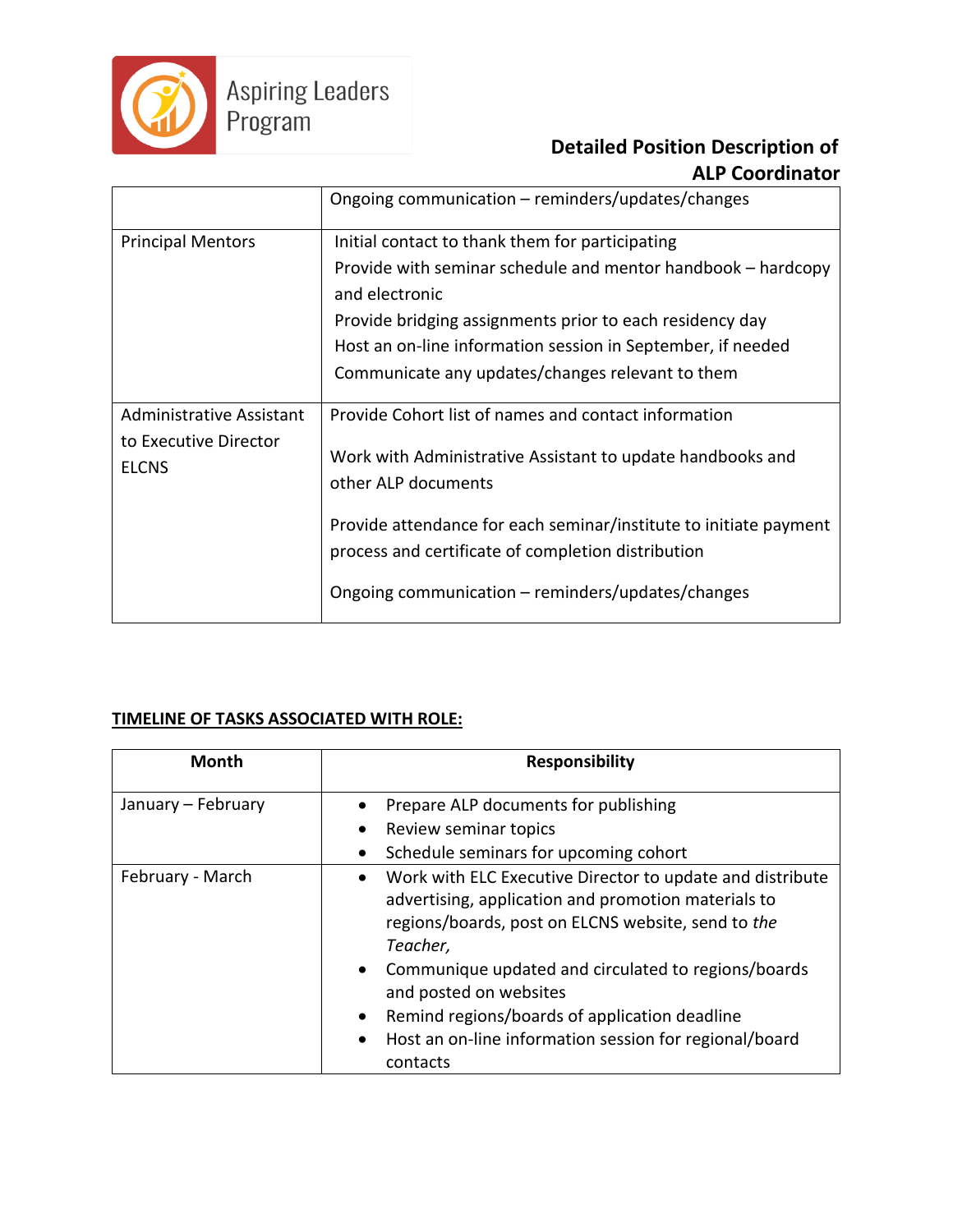| | |
|---|---|
| | Ongoing communication – reminders/updates/changes |
| Principal Mentors | Initial contact to thank them for participating<br>Provide with seminar schedule and mentor handbook – hardcopy and electronic<br>Provide bridging assignments prior to each residency day<br>Host an on-line information session in September, if needed<br>Communicate any updates/changes relevant to them |
| Administrative Assistant to Executive Director ELCNS | Provide Cohort list of names and contact information<br><br>Work with Administrative Assistant to update handbooks and other ALP documents<br><br>Provide attendance for each seminar/institute to initiate payment process and certificate of completion distribution<br><br>Ongoing communication – reminders/updates/changes |

**TIMELINE OF TASKS ASSOCIATED WITH ROLE:**

| Month | Responsibility |
|---|---|
| January – February | • Prepare ALP documents for publishing<br>• Review seminar topics<br>• Schedule seminars for upcoming cohort |
| February - March | • Work with ELC Executive Director to update and distribute advertising, application and promotion materials to regions/boards, post on ELCNS website, send to *the Teacher,*<br>• Communique updated and circulated to regions/boards and posted on websites<br>• Remind regions/boards of application deadline<br>• Host an on-line information session for regional/board contacts |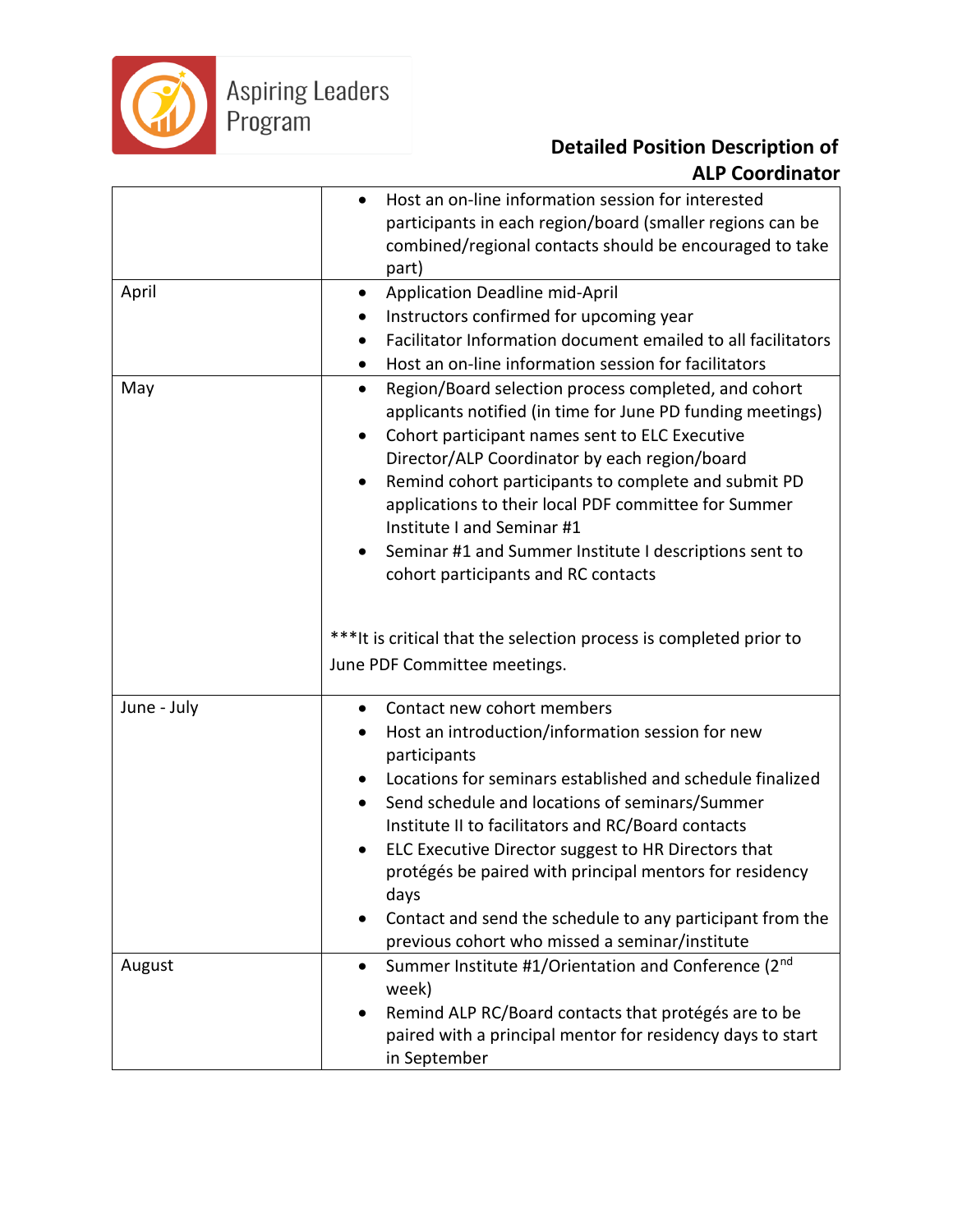Aspiring Leaders Program

**Detailed Position Description of ALP Coordinator**

| | |
|---|---|
| | • Host an on-line information session for interested participants in each region/board (smaller regions can be combined/regional contacts should be encouraged to take part) |
| April | • Application Deadline mid-April<br>• Instructors confirmed for upcoming year<br>• Facilitator Information document emailed to all facilitators<br>• Host an on-line information session for facilitators |
| May | • Region/Board selection process completed, and cohort applicants notified (in time for June PD funding meetings)<br>• Cohort participant names sent to ELC Executive Director/ALP Coordinator by each region/board<br>• Remind cohort participants to complete and submit PD applications to their local PDF committee for Summer Institute I and Seminar #1<br>• Seminar #1 and Summer Institute I descriptions sent to cohort participants and RC contacts<br><br>***It is critical that the selection process is completed prior to June PDF Committee meetings. |
| June - July | • Contact new cohort members<br>• Host an introduction/information session for new participants<br>• Locations for seminars established and schedule finalized<br>• Send schedule and locations of seminars/Summer Institute II to facilitators and RC/Board contacts<br>• ELC Executive Director suggest to HR Directors that protégés be paired with principal mentors for residency days<br>• Contact and send the schedule to any participant from the previous cohort who missed a seminar/institute |
| August | • Summer Institute #1/Orientation and Conference (2nd week)<br>• Remind ALP RC/Board contacts that protégés are to be paired with a principal mentor for residency days to start in September |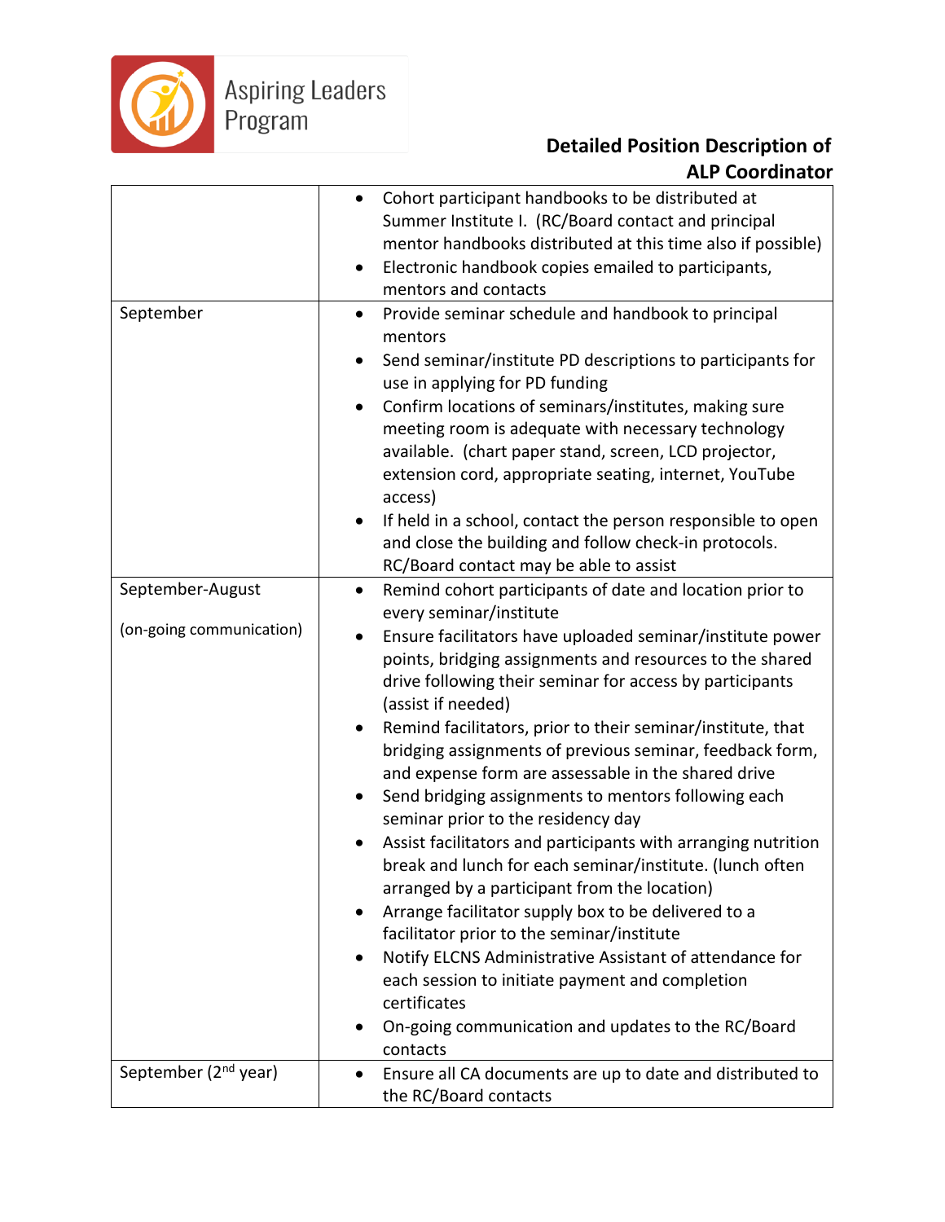**Detailed Position Description of ALP Coordinator**

| | |
|---|---|
| | • Cohort participant handbooks to be distributed at Summer Institute I. (RC/Board contact and principal mentor handbooks distributed at this time also if possible)<br>• Electronic handbook copies emailed to participants, mentors and contacts |
| September | • Provide seminar schedule and handbook to principal mentors<br>• Send seminar/institute PD descriptions to participants for use in applying for PD funding<br>• Confirm locations of seminars/institutes, making sure meeting room is adequate with necessary technology available. (chart paper stand, screen, LCD projector, extension cord, appropriate seating, internet, YouTube access)<br>• If held in a school, contact the person responsible to open and close the building and follow check-in protocols. RC/Board contact may be able to assist |
| September-August<br><br>(on-going communication) | • Remind cohort participants of date and location prior to every seminar/institute<br>• Ensure facilitators have uploaded seminar/institute power points, bridging assignments and resources to the shared drive following their seminar for access by participants (assist if needed)<br>• Remind facilitators, prior to their seminar/institute, that bridging assignments of previous seminar, feedback form, and expense form are assessable in the shared drive<br>• Send bridging assignments to mentors following each seminar prior to the residency day<br>• Assist facilitators and participants with arranging nutrition break and lunch for each seminar/institute. (lunch often arranged by a participant from the location)<br>• Arrange facilitator supply box to be delivered to a facilitator prior to the seminar/institute<br>• Notify ELCNS Administrative Assistant of attendance for each session to initiate payment and completion certificates<br>• On-going communication and updates to the RC/Board contacts |
| September (2nd year) | • Ensure all CA documents are up to date and distributed to the RC/Board contacts |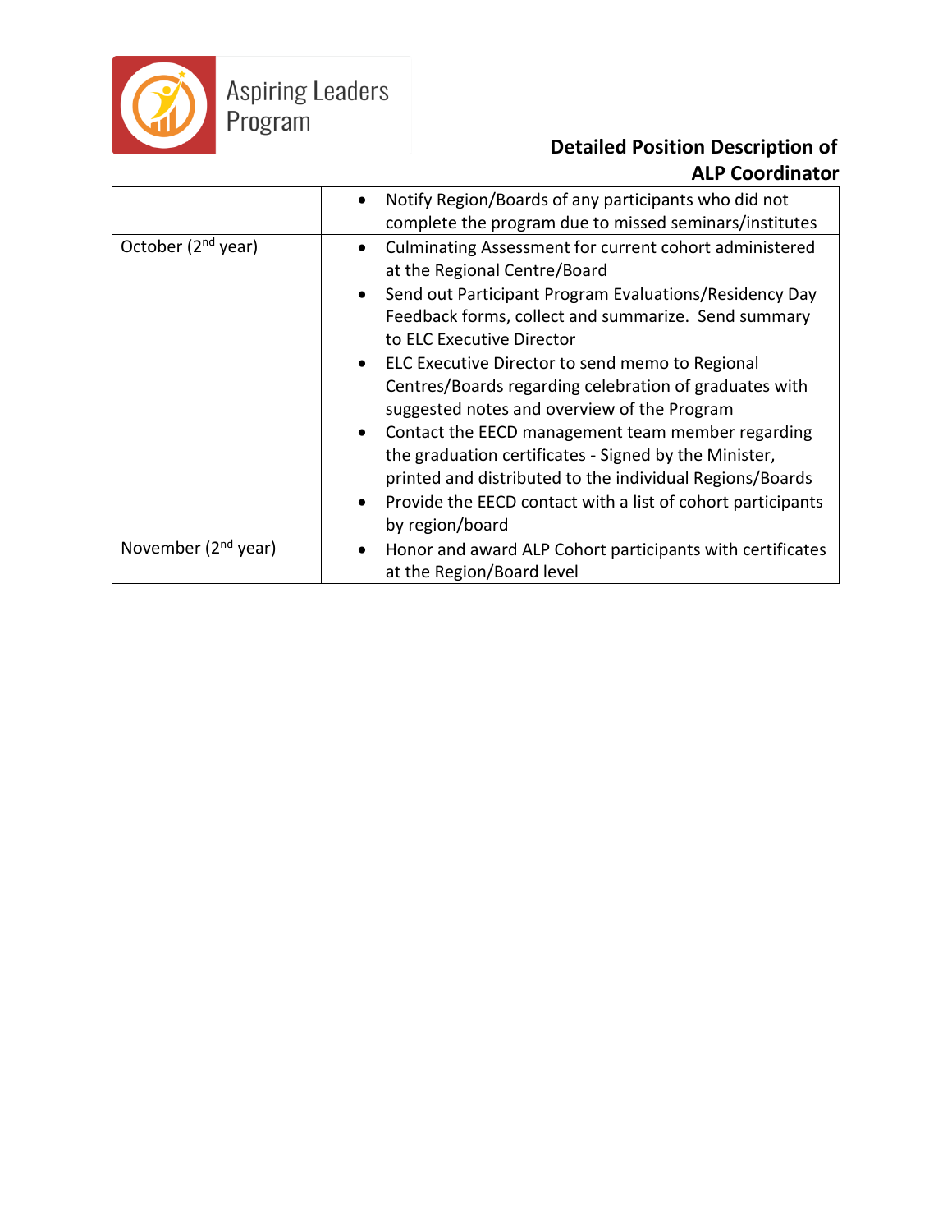| | |
|---|---|
| | • Notify Region/Boards of any participants who did not complete the program due to missed seminars/institutes |
| October (2nd year) | • Culminating Assessment for current cohort administered at the Regional Centre/Board<br>• Send out Participant Program Evaluations/Residency Day Feedback forms, collect and summarize. Send summary to ELC Executive Director<br>• ELC Executive Director to send memo to Regional Centres/Boards regarding celebration of graduates with suggested notes and overview of the Program<br>• Contact the EECD management team member regarding the graduation certificates - Signed by the Minister, printed and distributed to the individual Regions/Boards<br>• Provide the EECD contact with a list of cohort participants by region/board |
| November (2nd year) | • Honor and award ALP Cohort participants with certificates at the Region/Board level |